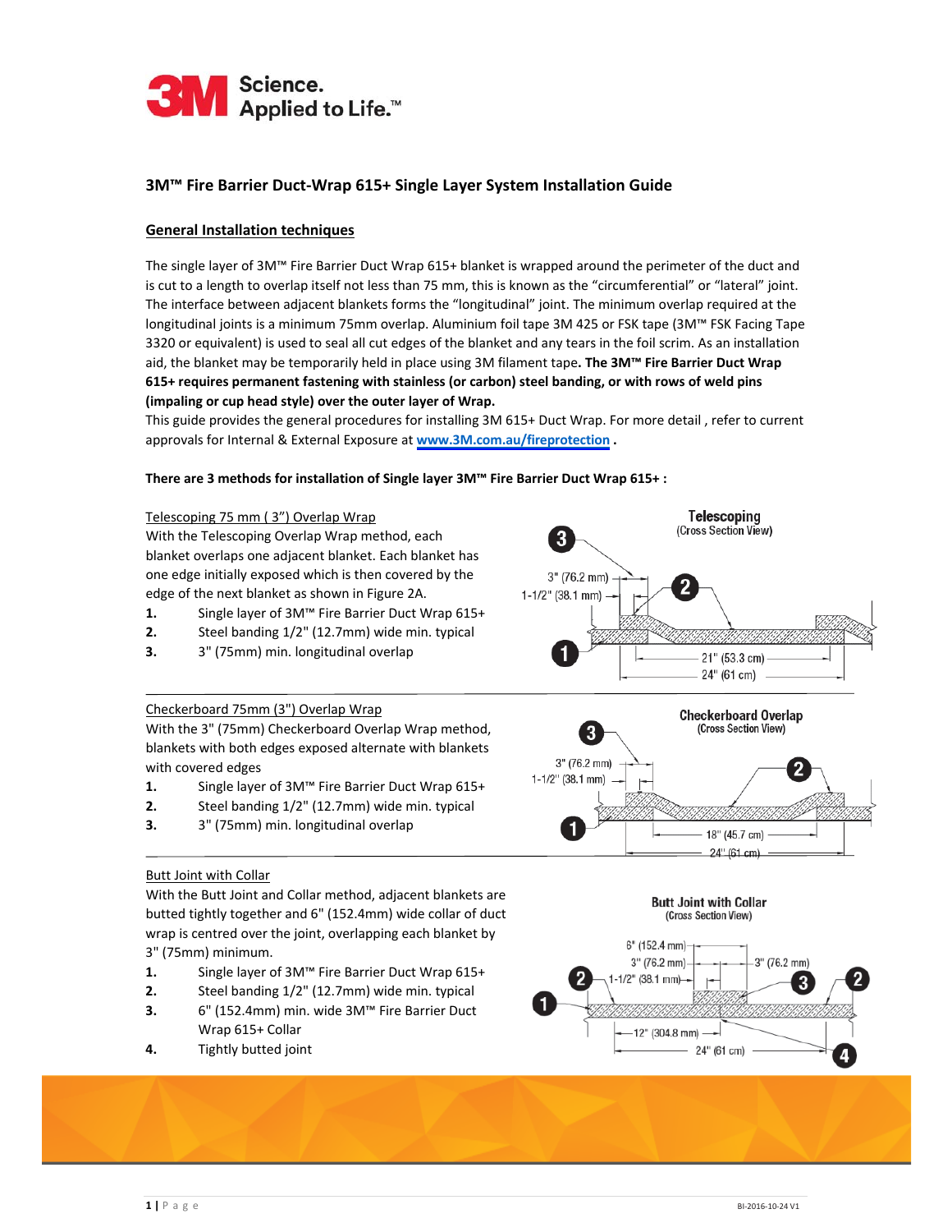# 3M™ Fire Barrier Duct-Wrap 615+ Single Layer System Installation Guide

## General Installation techniques

The single layer of 3M™ Fire Barrier Duct Wrap 615+ blanket is wrapped around the perimeter of the duct and is cut to a length to overlap itself not less than 75 mm, this is known as the "circumferential" or "lateral" joint. The interface between adjacent blankets forms the "longitudinal" joint. The minimum overlap required at the longitudinal joints is a minimum 75mm overlap. Aluminium foil tape 3M 425 or FSK tape (3M™ FSK Facing Tape 3320 or equivalent) is used to seal all cut edges of the blanket and any tears in the foil scrim. As an installation aid, the blanket may be temporarily held in place using 3M filament tape**. The 3M™ Fire Barrier Duct Wrap 615+ requires permanent fastening with stainless (or carbon) steel banding, or with rows of weld pins (impaling or cup head style) over the outer layer of Wrap.**

This guide provides the general procedures for installing 3M 615+ Duct Wrap. For more detail , refer to current approvals for Internal & External Exposure at www.3M.com.au/fireprotection .

**There are 3 methods for installation of Single layer 3M™ Fire Barrier Duct Wrap 615+ :**

### Telescoping 75 mm ( 3") Overlap Wrap

With the Telescoping Overlap Wrap method, each blanket overlaps one adjacent blanket. Each blanket has one edge initially exposed which is then covered by the edge of the next blanket as shown in Figure 2A.

1. Single layer of 3M™ Fire Barrier Duct Wrap 615+
2. Steel banding 1/2" (12.7mm) wide min. typical
3. 3" (75mm) min. longitudinal overlap

**Telescoping** (Cross Section View)

3" (76.2 mm); 1-1/2" (38.1 mm); 21" (53.3 cm); 24" (61 cm)

### Checkerboard 75mm (3") Overlap Wrap

With the 3" (75mm) Checkerboard Overlap Wrap method, blankets with both edges exposed alternate with blankets with covered edges

1. Single layer of 3M™ Fire Barrier Duct Wrap 615+
2. Steel banding 1/2" (12.7mm) wide min. typical
3. 3" (75mm) min. longitudinal overlap

**Checkerboard Overlap** (Cross Section View)

3" (76.2 mm); 1-1/2" (38.1 mm); 18" (45.7 cm); 24" (61 cm)

### Butt Joint with Collar

With the Butt Joint and Collar method, adjacent blankets are butted tightly together and 6" (152.4mm) wide collar of duct wrap is centred over the joint, overlapping each blanket by 3" (75mm) minimum.

1. Single layer of 3M™ Fire Barrier Duct Wrap 615+
2. Steel banding 1/2" (12.7mm) wide min. typical
3. 6" (152.4mm) min. wide 3M™ Fire Barrier Duct Wrap 615+ Collar
4. Tightly butted joint

**Butt Joint with Collar** (Cross Section View)

6" (152.4 mm); 3" (76.2 mm); 1-1/2" (38.1 mm); 3" (76.2 mm); 12" (304.8 mm); 24" (61 cm)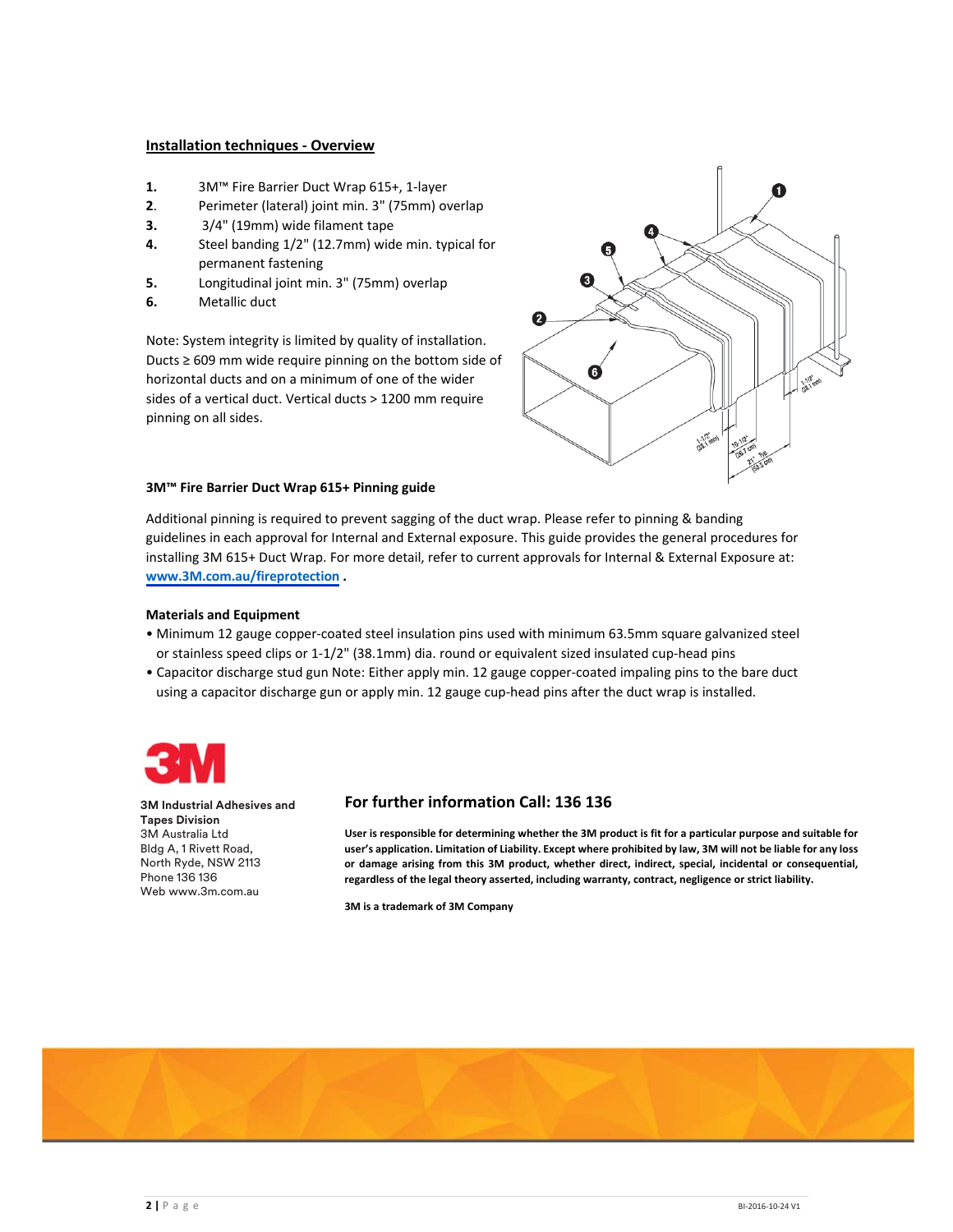## Installation techniques - Overview

1. 3M™ Fire Barrier Duct Wrap 615+, 1-layer
2. Perimeter (lateral) joint min. 3" (75mm) overlap
3. 3/4" (19mm) wide filament tape
4. Steel banding 1/2" (12.7mm) wide min. typical for permanent fastening
5. Longitudinal joint min. 3" (75mm) overlap
6. Metallic duct

Note: System integrity is limited by quality of installation. Ducts ≥ 609 mm wide require pinning on the bottom side of horizontal ducts and on a minimum of one of the wider sides of a vertical duct. Vertical ducts > 1200 mm require pinning on all sides.

1-1/2" (38.1 mm)
10-1/2" (26.7 cm)
21" Typ. (53.3 cm)
1-1/2" (38.1 mm)

### 3M™ Fire Barrier Duct Wrap 615+ Pinning guide

Additional pinning is required to prevent sagging of the duct wrap. Please refer to pinning & banding guidelines in each approval for Internal and External exposure. This guide provides the general procedures for installing 3M 615+ Duct Wrap. For more detail, refer to current approvals for Internal & External Exposure at: **www.3M.com.au/fireprotection** .

### Materials and Equipment

- Minimum 12 gauge copper-coated steel insulation pins used with minimum 63.5mm square galvanized steel or stainless speed clips or 1-1/2" (38.1mm) dia. round or equivalent sized insulated cup-head pins
- Capacitor discharge stud gun Note: Either apply min. 12 gauge copper-coated impaling pins to the bare duct using a capacitor discharge gun or apply min. 12 gauge cup-head pins after the duct wrap is installed.

**3M Industrial Adhesives and Tapes Division**
3M Australia Ltd
Bldg A, 1 Rivett Road,
North Ryde, NSW 2113
Phone 136 136
Web www.3m.com.au

## For further information Call: 136 136

**User is responsible for determining whether the 3M product is fit for a particular purpose and suitable for user's application. Limitation of Liability. Except where prohibited by law, 3M will not be liable for any loss or damage arising from this 3M product, whether direct, indirect, special, incidental or consequential, regardless of the legal theory asserted, including warranty, contract, negligence or strict liability.**

**3M is a trademark of 3M Company**